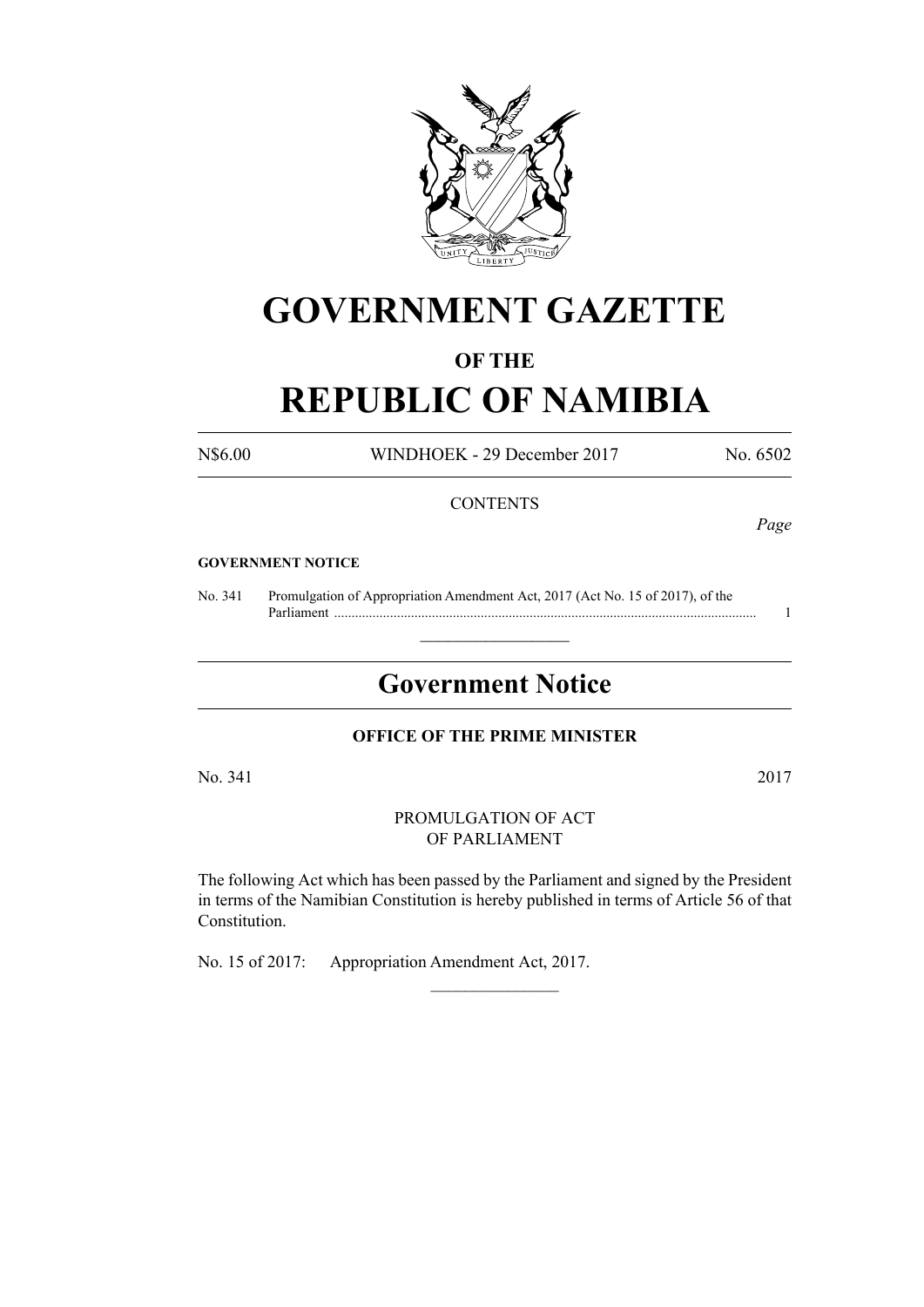# GOVERNMENT GAZETTE

## OF THE

# REPUBLIC OF NAMIBIA

N$6.00 WINDHOEK - 29 December 2017 No. 6502

CONTENTS

*Page*

**GOVERNMENT NOTICE**

No. 341 Promulgation of Appropriation Amendment Act, 2017 (Act No. 15 of 2017), of the Parliament ........................................................................................................................ 1

---

## Government Notice

**OFFICE OF THE PRIME MINISTER**

No. 341 2017

PROMULGATION OF ACT
OF PARLIAMENT

The following Act which has been passed by the Parliament and signed by the President in terms of the Namibian Constitution is hereby published in terms of Article 56 of that Constitution.

No. 15 of 2017: Appropriation Amendment Act, 2017.

---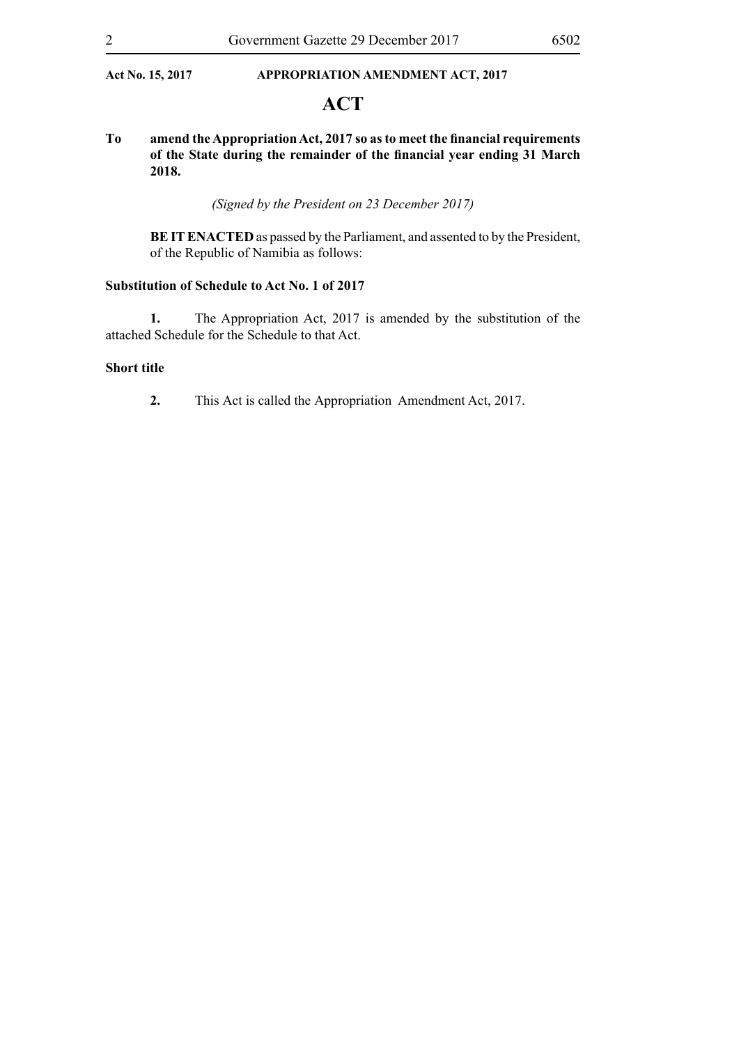**Act No. 15, 2017 APPROPRIATION AMENDMENT ACT, 2017**

# ACT

**To amend the Appropriation Act, 2017 so as to meet the financial requirements of the State during the remainder of the financial year ending 31 March 2018.**

*(Signed by the President on 23 December 2017)*

**BE IT ENACTED** as passed by the Parliament, and assented to by the President, of the Republic of Namibia as follows:

**Substitution of Schedule to Act No. 1 of 2017**

**1.** The Appropriation Act, 2017 is amended by the substitution of the attached Schedule for the Schedule to that Act.

**Short title**

**2.** This Act is called the Appropriation Amendment Act, 2017.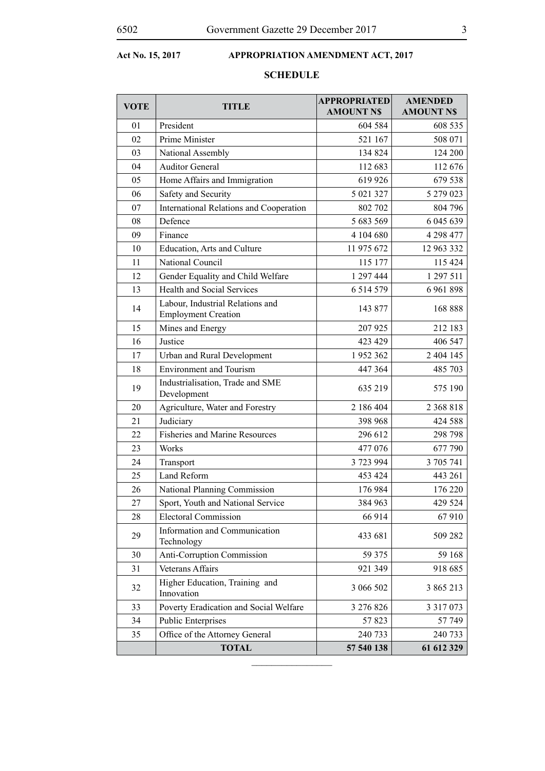**Act No. 15, 2017 APPROPRIATION AMENDMENT ACT, 2017**

## SCHEDULE

| VOTE | TITLE | APPROPRIATED AMOUNT N$ | AMENDED AMOUNT N$ |
|---|---|---|---|
| 01 | President | 604 584 | 608 535 |
| 02 | Prime Minister | 521 167 | 508 071 |
| 03 | National Assembly | 134 824 | 124 200 |
| 04 | Auditor General | 112 683 | 112 676 |
| 05 | Home Affairs and Immigration | 619 926 | 679 538 |
| 06 | Safety and Security | 5 021 327 | 5 279 023 |
| 07 | International Relations and Cooperation | 802 702 | 804 796 |
| 08 | Defence | 5 683 569 | 6 045 639 |
| 09 | Finance | 4 104 680 | 4 298 477 |
| 10 | Education, Arts and Culture | 11 975 672 | 12 963 332 |
| 11 | National Council | 115 177 | 115 424 |
| 12 | Gender Equality and Child Welfare | 1 297 444 | 1 297 511 |
| 13 | Health and Social Services | 6 514 579 | 6 961 898 |
| 14 | Labour, Industrial Relations and Employment Creation | 143 877 | 168 888 |
| 15 | Mines and Energy | 207 925 | 212 183 |
| 16 | Justice | 423 429 | 406 547 |
| 17 | Urban and Rural Development | 1 952 362 | 2 404 145 |
| 18 | Environment and Tourism | 447 364 | 485 703 |
| 19 | Industrialisation, Trade and SME Development | 635 219 | 575 190 |
| 20 | Agriculture, Water and Forestry | 2 186 404 | 2 368 818 |
| 21 | Judiciary | 398 968 | 424 588 |
| 22 | Fisheries and Marine Resources | 296 612 | 298 798 |
| 23 | Works | 477 076 | 677 790 |
| 24 | Transport | 3 723 994 | 3 705 741 |
| 25 | Land Reform | 453 424 | 443 261 |
| 26 | National Planning Commission | 176 984 | 176 220 |
| 27 | Sport, Youth and National Service | 384 963 | 429 524 |
| 28 | Electoral Commission | 66 914 | 67 910 |
| 29 | Information and Communication Technology | 433 681 | 509 282 |
| 30 | Anti-Corruption Commission | 59 375 | 59 168 |
| 31 | Veterans Affairs | 921 349 | 918 685 |
| 32 | Higher Education, Training and Innovation | 3 066 502 | 3 865 213 |
| 33 | Poverty Eradication and Social Welfare | 3 276 826 | 3 317 073 |
| 34 | Public Enterprises | 57 823 | 57 749 |
| 35 | Office of the Attorney General | 240 733 | 240 733 |
| | **TOTAL** | **57 540 138** | **61 612 329** |